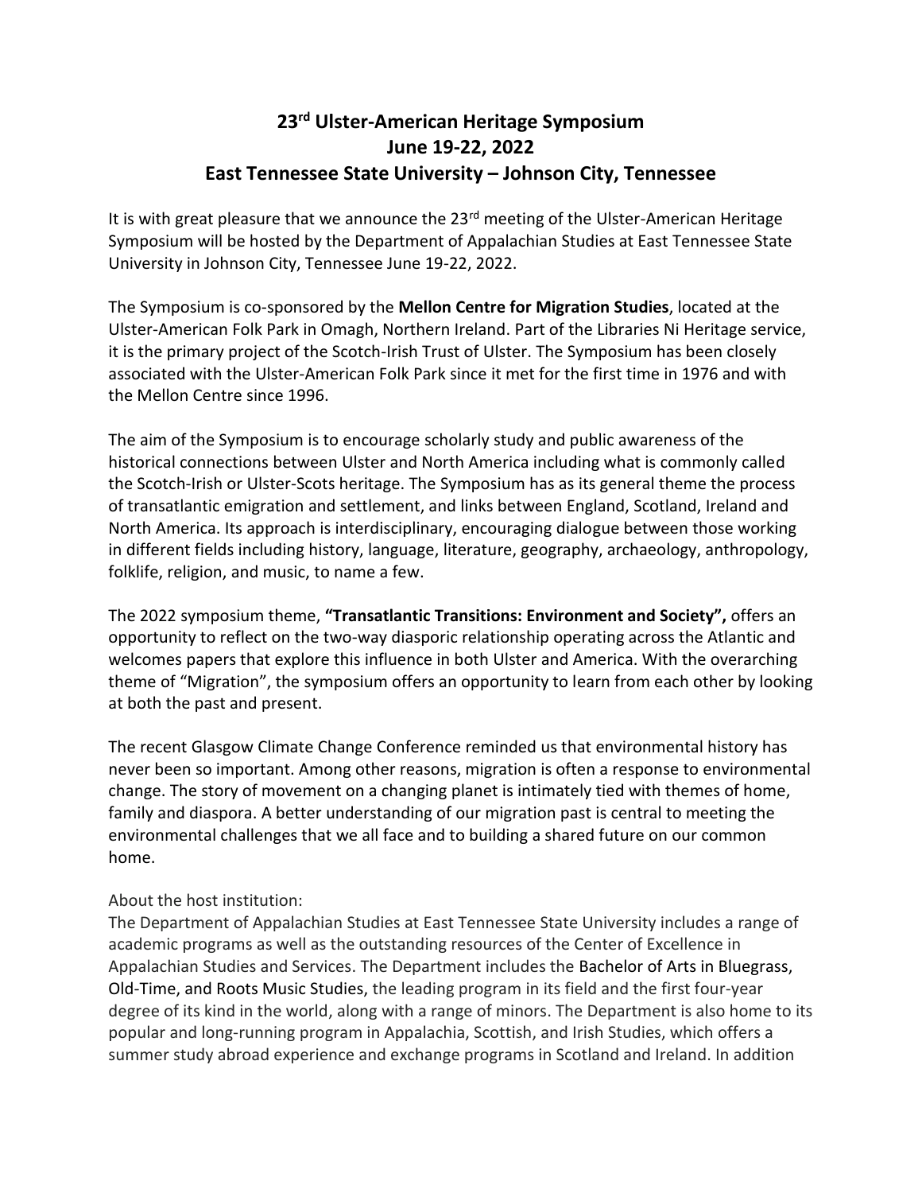# 23rd Ulster-American Heritage Symposium
# June 19-22, 2022
# East Tennessee State University – Johnson City, Tennessee

It is with great pleasure that we announce the 23rd meeting of the Ulster-American Heritage Symposium will be hosted by the Department of Appalachian Studies at East Tennessee State University in Johnson City, Tennessee June 19-22, 2022.

The Symposium is co-sponsored by the **Mellon Centre for Migration Studies**, located at the Ulster-American Folk Park in Omagh, Northern Ireland. Part of the Libraries Ni Heritage service, it is the primary project of the Scotch-Irish Trust of Ulster. The Symposium has been closely associated with the Ulster-American Folk Park since it met for the first time in 1976 and with the Mellon Centre since 1996.

The aim of the Symposium is to encourage scholarly study and public awareness of the historical connections between Ulster and North America including what is commonly called the Scotch-Irish or Ulster-Scots heritage. The Symposium has as its general theme the process of transatlantic emigration and settlement, and links between England, Scotland, Ireland and North America. Its approach is interdisciplinary, encouraging dialogue between those working in different fields including history, language, literature, geography, archaeology, anthropology, folklife, religion, and music, to name a few.

The 2022 symposium theme, **"Transatlantic Transitions: Environment and Society",** offers an opportunity to reflect on the two-way diasporic relationship operating across the Atlantic and welcomes papers that explore this influence in both Ulster and America. With the overarching theme of "Migration", the symposium offers an opportunity to learn from each other by looking at both the past and present.

The recent Glasgow Climate Change Conference reminded us that environmental history has never been so important. Among other reasons, migration is often a response to environmental change. The story of movement on a changing planet is intimately tied with themes of home, family and diaspora. A better understanding of our migration past is central to meeting the environmental challenges that we all face and to building a shared future on our common home.

About the host institution:
The Department of Appalachian Studies at East Tennessee State University includes a range of academic programs as well as the outstanding resources of the Center of Excellence in Appalachian Studies and Services. The Department includes the Bachelor of Arts in Bluegrass, Old-Time, and Roots Music Studies, the leading program in its field and the first four-year degree of its kind in the world, along with a range of minors. The Department is also home to its popular and long-running program in Appalachia, Scottish, and Irish Studies, which offers a summer study abroad experience and exchange programs in Scotland and Ireland. In addition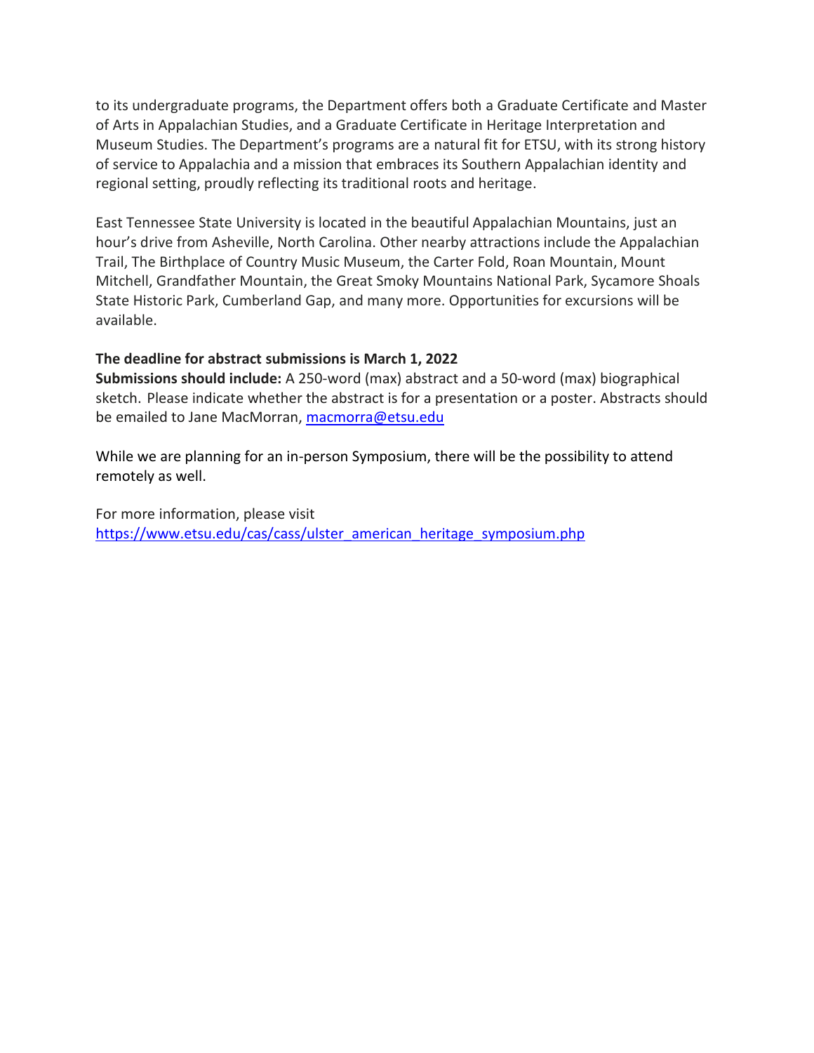to its undergraduate programs, the Department offers both a Graduate Certificate and Master of Arts in Appalachian Studies, and a Graduate Certificate in Heritage Interpretation and Museum Studies. The Department's programs are a natural fit for ETSU, with its strong history of service to Appalachia and a mission that embraces its Southern Appalachian identity and regional setting, proudly reflecting its traditional roots and heritage.

East Tennessee State University is located in the beautiful Appalachian Mountains, just an hour's drive from Asheville, North Carolina. Other nearby attractions include the Appalachian Trail, The Birthplace of Country Music Museum, the Carter Fold, Roan Mountain, Mount Mitchell, Grandfather Mountain, the Great Smoky Mountains National Park, Sycamore Shoals State Historic Park, Cumberland Gap, and many more. Opportunities for excursions will be available.

**The deadline for abstract submissions is March 1, 2022**
**Submissions should include:** A 250-word (max) abstract and a 50-word (max) biographical sketch. Please indicate whether the abstract is for a presentation or a poster. Abstracts should be emailed to Jane MacMorran, [macmorra@etsu.edu](mailto:macmorra@etsu.edu)

While we are planning for an in-person Symposium, there will be the possibility to attend remotely as well.

For more information, please visit
[https://www.etsu.edu/cas/cass/ulster_american_heritage_symposium.php](https://www.etsu.edu/cas/cass/ulster_american_heritage_symposium.php)